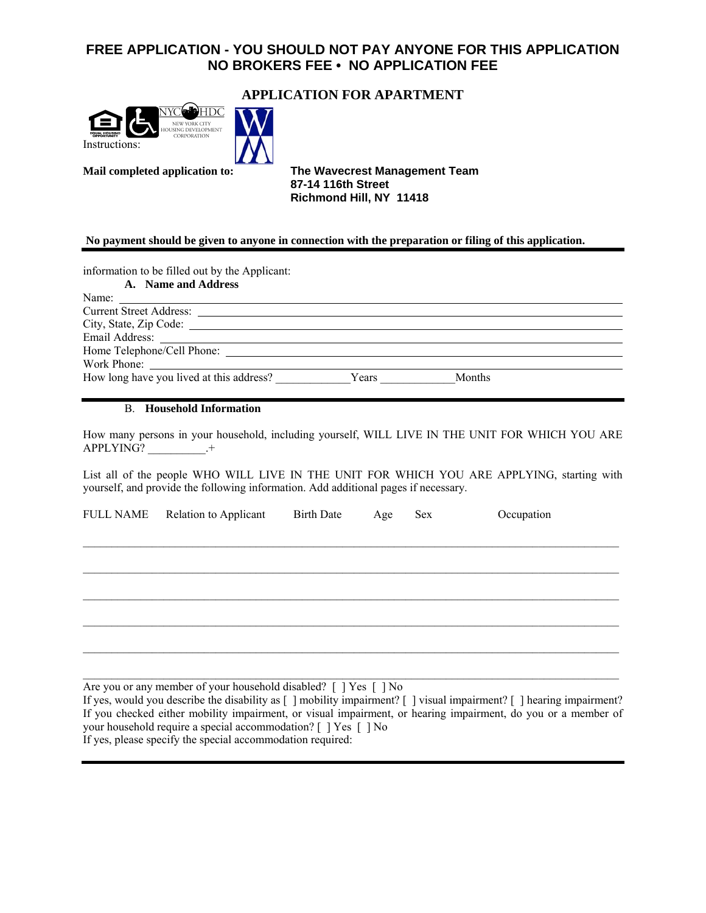# FREE APPLICATION - YOU SHOULD NOT PAY ANYONE FOR THIS APPLICATION
# NO BROKERS FEE • NO APPLICATION FEE

## APPLICATION FOR APARTMENT

NYC HDC
NEW YORK CITY HOUSING DEVELOPMENT CORPORATION

Instructions:

**Mail completed application to:**

**The Wavecrest Management Team**
**87-14 116th Street**
**Richmond Hill, NY 11418**

**No payment should be given to anyone in connection with the preparation or filing of this application.**

---

information to be filled out by the Applicant:

**A. Name and Address**

Name: ______________________________________________

Current Street Address: ______________________________________________

City, State, Zip Code: ______________________________________________

Email Address: ______________________________________________

Home Telephone/Cell Phone: ______________________________________________

Work Phone: ______________________________________________

How long have you lived at this address? ____________Years ____________Months

---

B. **Household Information**

How many persons in your household, including yourself, WILL LIVE IN THE UNIT FOR WHICH YOU ARE APPLYING? __________.+

List all of the people WHO WILL LIVE IN THE UNIT FOR WHICH YOU ARE APPLYING, starting with yourself, and provide the following information. Add additional pages if necessary.

| FULL NAME | Relation to Applicant | Birth Date | Age | Sex | Occupation |
|---|---|---|---|---|---|
| | | | | | |
| | | | | | |
| | | | | | |
| | | | | | |
| | | | | | |
| | | | | | |

Are you or any member of your household disabled? [ ] Yes [ ] No

If yes, would you describe the disability as [ ] mobility impairment? [ ] visual impairment? [ ] hearing impairment?

If you checked either mobility impairment, or visual impairment, or hearing impairment, do you or a member of your household require a special accommodation? [ ] Yes [ ] No

If yes, please specify the special accommodation required: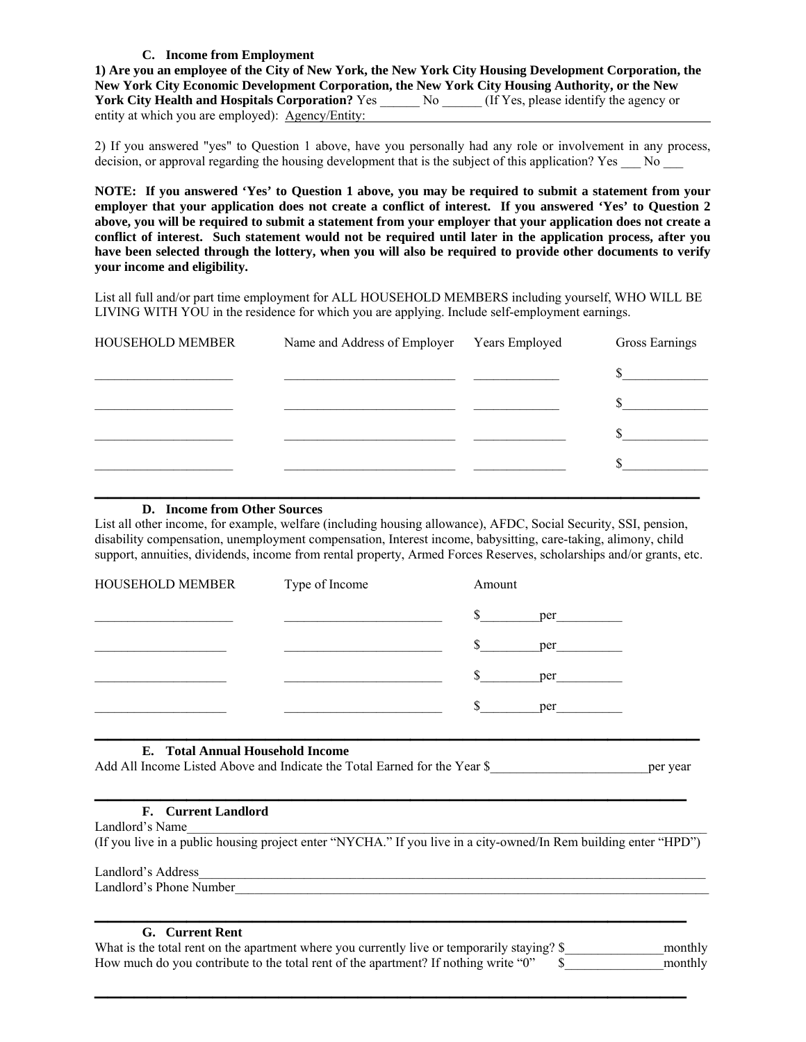### C. Income from Employment

**1) Are you an employee of the City of New York, the New York City Housing Development Corporation, the New York City Economic Development Corporation, the New York City Housing Authority, or the New York City Health and Hospitals Corporation?** Yes ______ No ______ (If Yes, please identify the agency or entity at which you are employed): Agency/Entity: ____________________

2) If you answered "yes" to Question 1 above, have you personally had any role or involvement in any process, decision, or approval regarding the housing development that is the subject of this application? Yes ___ No ___

**NOTE: If you answered 'Yes' to Question 1 above, you may be required to submit a statement from your employer that your application does not create a conflict of interest. If you answered 'Yes' to Question 2 above, you will be required to submit a statement from your employer that your application does not create a conflict of interest. Such statement would not be required until later in the application process, after you have been selected through the lottery, when you will also be required to provide other documents to verify your income and eligibility.**

List all full and/or part time employment for ALL HOUSEHOLD MEMBERS including yourself, WHO WILL BE LIVING WITH YOU in the residence for which you are applying. Include self-employment earnings.

| HOUSEHOLD MEMBER | Name and Address of Employer | Years Employed | Gross Earnings |
|---|---|---|---|
| ____________ | ____________ | ____________ | $____________ |
| ____________ | ____________ | ____________ | $____________ |
| ____________ | ____________ | ____________ | $____________ |
| ____________ | ____________ | ____________ | $____________ |

### D. Income from Other Sources

List all other income, for example, welfare (including housing allowance), AFDC, Social Security, SSI, pension, disability compensation, unemployment compensation, Interest income, babysitting, care-taking, alimony, child support, annuities, dividends, income from rental property, Armed Forces Reserves, scholarships and/or grants, etc.

| HOUSEHOLD MEMBER | Type of Income | Amount |
|---|---|---|
| ____________ | ____________ | $________ per________ |
| ____________ | ____________ | $________ per________ |
| ____________ | ____________ | $________ per________ |
| ____________ | ____________ | $________ per________ |

### E. Total Annual Household Income

Add All Income Listed Above and Indicate the Total Earned for the Year $________________________ per year

### F. Current Landlord

Landlord's Name____________________________________________

(If you live in a public housing project enter "NYCHA." If you live in a city-owned/In Rem building enter "HPD")

Landlord's Address____________________________________________

Landlord's Phone Number____________________________________________

### G. Current Rent

What is the total rent on the apartment where you currently live or temporarily staying? $_______________ monthly

How much do you contribute to the total rent of the apartment? If nothing write "0" $_______________ monthly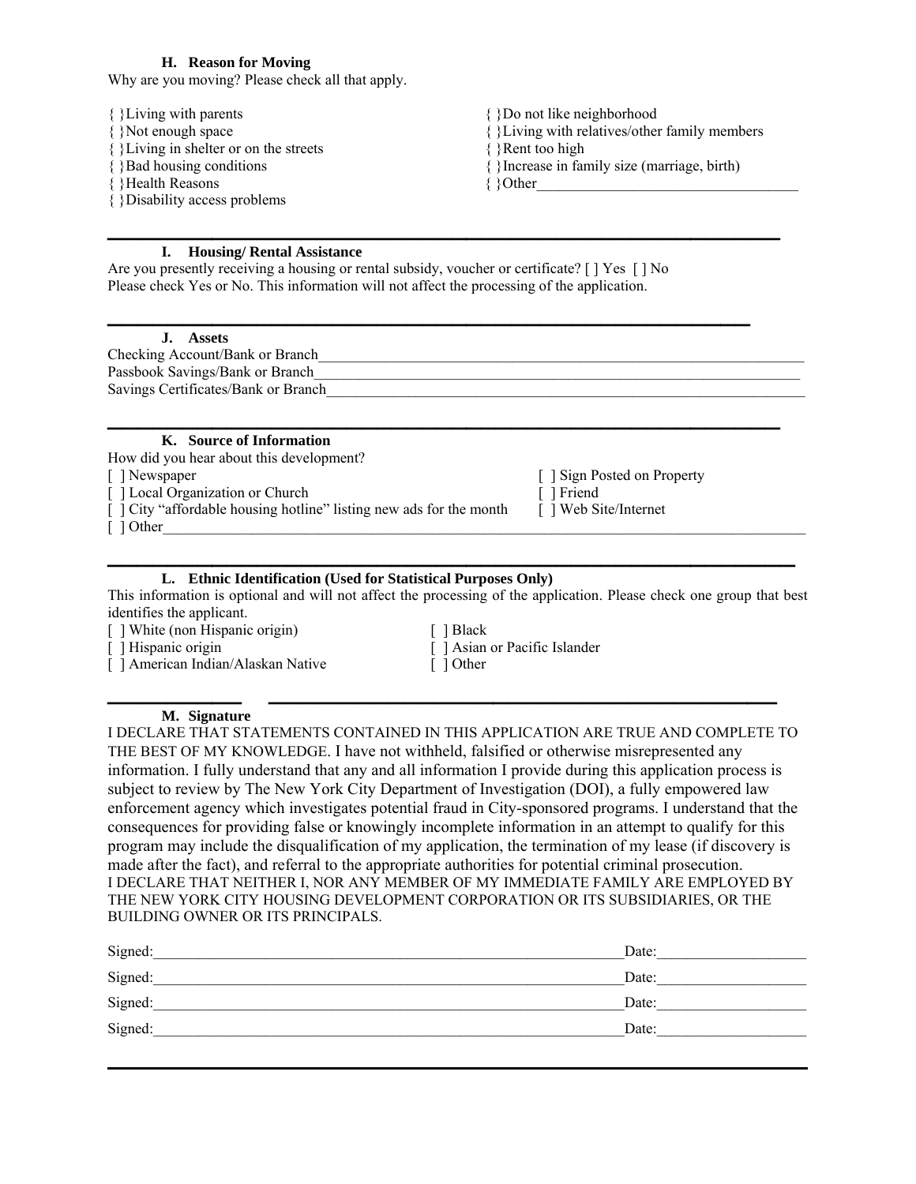### H. Reason for Moving

Why are you moving? Please check all that apply.

{ }Living with parents
{ }Not enough space
{ }Living in shelter or on the streets
{ }Bad housing conditions
{ }Health Reasons
{ }Disability access problems
{ }Do not like neighborhood
{ }Living with relatives/other family members
{ }Rent too high
{ }Increase in family size (marriage, birth)
{ }Other____________________________________

---

### I. Housing/ Rental Assistance

Are you presently receiving a housing or rental subsidy, voucher or certificate? [ ] Yes [ ] No
Please check Yes or No. This information will not affect the processing of the application.

---

### J. Assets

Checking Account/Bank or Branch_____________________________________________________________________
Passbook Savings/Bank or Branch_____________________________________________________________________
Savings Certificates/Bank or Branch__________________________________________________________________

---

### K. Source of Information

How did you hear about this development?

[ ] Newspaper
[ ] Local Organization or Church
[ ] City "affordable housing hotline" listing new ads for the month
[ ] Sign Posted on Property
[ ] Friend
[ ] Web Site/Internet
[ ] Other_______________________________________________________________________________________

---

### L. Ethnic Identification (Used for Statistical Purposes Only)

This information is optional and will not affect the processing of the application. Please check one group that best identifies the applicant.

[ ] White (non Hispanic origin)
[ ] Hispanic origin
[ ] American Indian/Alaskan Native
[ ] Black
[ ] Asian or Pacific Islander
[ ] Other

---

### M. Signature

I DECLARE THAT STATEMENTS CONTAINED IN THIS APPLICATION ARE TRUE AND COMPLETE TO THE BEST OF MY KNOWLEDGE. I have not withheld, falsified or otherwise misrepresented any information. I fully understand that any and all information I provide during this application process is subject to review by The New York City Department of Investigation (DOI), a fully empowered law enforcement agency which investigates potential fraud in City-sponsored programs. I understand that the consequences for providing false or knowingly incomplete information in an attempt to qualify for this program may include the disqualification of my application, the termination of my lease (if discovery is made after the fact), and referral to the appropriate authorities for potential criminal prosecution.
I DECLARE THAT NEITHER I, NOR ANY MEMBER OF MY IMMEDIATE FAMILY ARE EMPLOYED BY THE NEW YORK CITY HOUSING DEVELOPMENT CORPORATION OR ITS SUBSIDIARIES, OR THE BUILDING OWNER OR ITS PRINCIPALS.

Signed:_________________________________________________________________Date:____________________

Signed:_________________________________________________________________Date:____________________

Signed:_________________________________________________________________Date:____________________

Signed:_________________________________________________________________Date:____________________